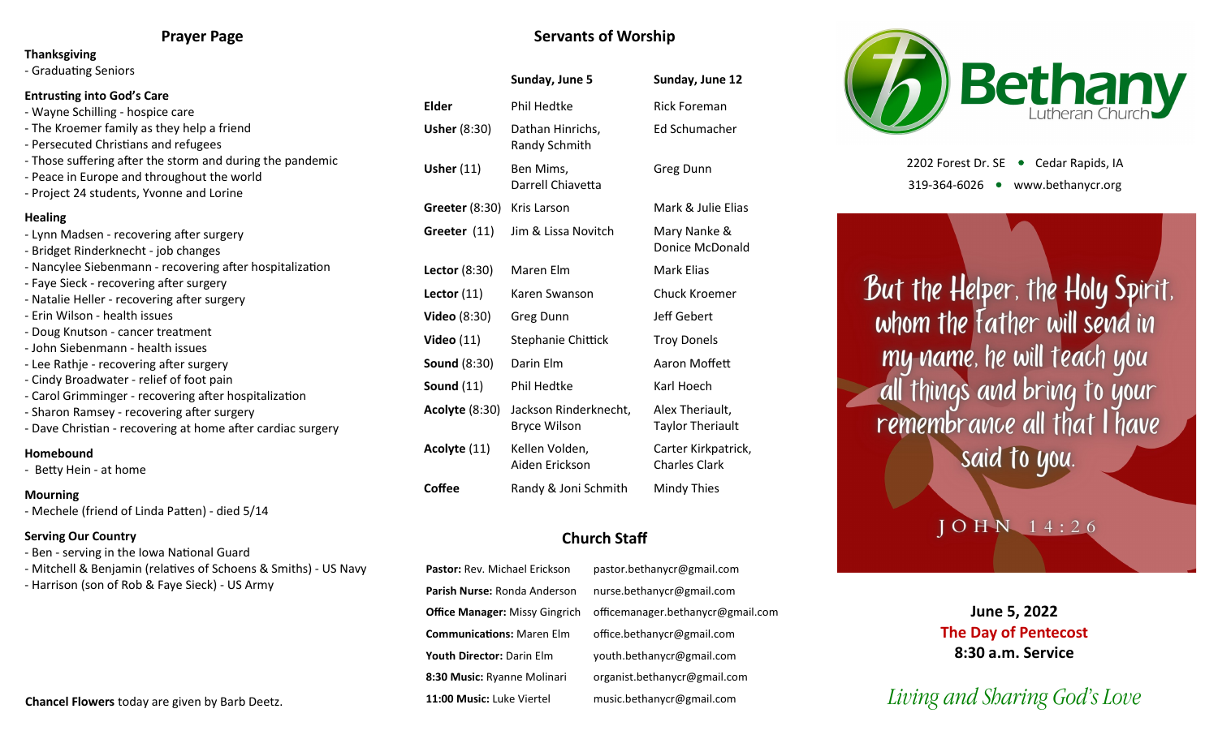## Prayer Page

**Thanksgiving**
- Graduating Seniors

**Entrusting into God's Care**
- Wayne Schilling - hospice care
- The Kroemer family as they help a friend
- Persecuted Christians and refugees
- Those suffering after the storm and during the pandemic
- Peace in Europe and throughout the world
- Project 24 students, Yvonne and Lorine

**Healing**
- Lynn Madsen - recovering after surgery
- Bridget Rinderknecht - job changes
- Nancylee Siebenmann - recovering after hospitalization
- Faye Sieck - recovering after surgery
- Natalie Heller - recovering after surgery
- Erin Wilson - health issues
- Doug Knutson - cancer treatment
- John Siebenmann - health issues
- Lee Rathje - recovering after surgery
- Cindy Broadwater - relief of foot pain
- Carol Grimminger - recovering after hospitalization
- Sharon Ramsey - recovering after surgery
- Dave Christian - recovering at home after cardiac surgery

**Homebound**
- Betty Hein - at home

**Mourning**
- Mechele (friend of Linda Patten) - died 5/14

**Serving Our Country**
- Ben - serving in the Iowa National Guard
- Mitchell & Benjamin (relatives of Schoens & Smiths) - US Navy
- Harrison (son of Rob & Faye Sieck) - US Army

**Chancel Flowers** today are given by Barb Deetz.

## Servants of Worship

| | Sunday, June 5 | Sunday, June 12 |
|---|---|---|
| **Elder** | Phil Hedtke | Rick Foreman |
| **Usher** (8:30) | Dathan Hinrichs, Randy Schmith | Ed Schumacher |
| **Usher** (11) | Ben Mims, Darrell Chiavetta | Greg Dunn |
| **Greeter** (8:30) | Kris Larson | Mark & Julie Elias |
| **Greeter** (11) | Jim & Lissa Novitch | Mary Nanke & Donice McDonald |
| **Lector** (8:30) | Maren Elm | Mark Elias |
| **Lector** (11) | Karen Swanson | Chuck Kroemer |
| **Video** (8:30) | Greg Dunn | Jeff Gebert |
| **Video** (11) | Stephanie Chittick | Troy Donels |
| **Sound** (8:30) | Darin Elm | Aaron Moffett |
| **Sound** (11) | Phil Hedtke | Karl Hoech |
| **Acolyte** (8:30) | Jackson Rinderknecht, Bryce Wilson | Alex Theriault, Taylor Theriault |
| **Acolyte** (11) | Kellen Volden, Aiden Erickson | Carter Kirkpatrick, Charles Clark |
| **Coffee** | Randy & Joni Schmith | Mindy Thies |

## Church Staff

| | |
|---|---|
| **Pastor:** Rev. Michael Erickson | pastor.bethanycr@gmail.com |
| **Parish Nurse:** Ronda Anderson | nurse.bethanycr@gmail.com |
| **Office Manager:** Missy Gingrich | officemanager.bethanycr@gmail.com |
| **Communications:** Maren Elm | office.bethanycr@gmail.com |
| **Youth Director:** Darin Elm | youth.bethanycr@gmail.com |
| **8:30 Music:** Ryanne Molinari | organist.bethanycr@gmail.com |
| **11:00 Music:** Luke Viertel | music.bethanycr@gmail.com |

# Bethany Lutheran Church

2202 Forest Dr. SE • Cedar Rapids, IA
319-364-6026 • www.bethanycr.org

But the Helper, the Holy Spirit, whom the Father will send in my name, he will teach you all things and bring to your remembrance all that I have said to you.

JOHN 14:26

**June 5, 2022**
**The Day of Pentecost**
**8:30 a.m. Service**

*Living and Sharing God's Love*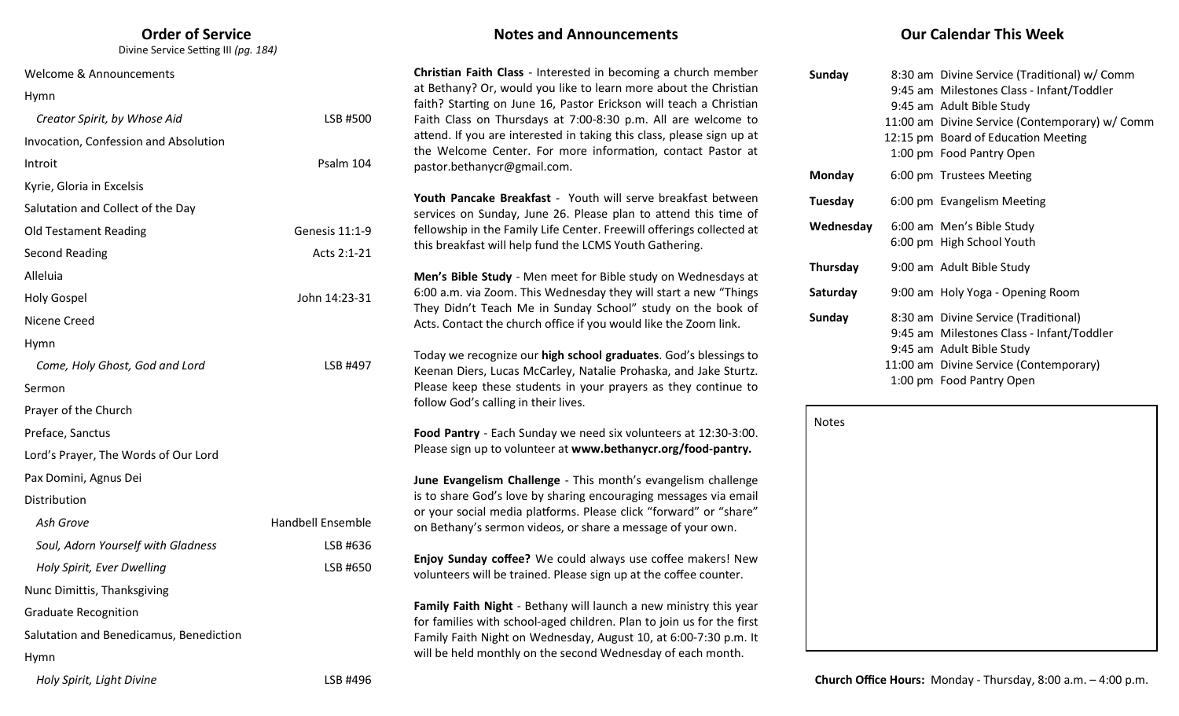## Order of Service

Divine Service Setting III *(pg. 184)*

| | |
|---|---|
| Welcome & Announcements | |
| Hymn | |
| *Creator Spirit, by Whose Aid* | LSB #500 |
| Invocation, Confession and Absolution | |
| Introit | Psalm 104 |
| Kyrie, Gloria in Excelsis | |
| Salutation and Collect of the Day | |
| Old Testament Reading | Genesis 11:1-9 |
| Second Reading | Acts 2:1-21 |
| Alleluia | |
| Holy Gospel | John 14:23-31 |
| Nicene Creed | |
| Hymn | |
| *Come, Holy Ghost, God and Lord* | LSB #497 |
| Sermon | |
| Prayer of the Church | |
| Preface, Sanctus | |
| Lord's Prayer, The Words of Our Lord | |
| Pax Domini, Agnus Dei | |
| Distribution | |
| *Ash Grove* | Handbell Ensemble |
| *Soul, Adorn Yourself with Gladness* | LSB #636 |
| *Holy Spirit, Ever Dwelling* | LSB #650 |
| Nunc Dimittis, Thanksgiving | |
| Graduate Recognition | |
| Salutation and Benedicamus, Benediction | |
| Hymn | |
| *Holy Spirit, Light Divine* | LSB #496 |

## Notes and Announcements

**Christian Faith Class** - Interested in becoming a church member at Bethany? Or, would you like to learn more about the Christian faith? Starting on June 16, Pastor Erickson will teach a Christian Faith Class on Thursdays at 7:00-8:30 p.m. All are welcome to attend. If you are interested in taking this class, please sign up at the Welcome Center. For more information, contact Pastor at pastor.bethanycr@gmail.com.

**Youth Pancake Breakfast** - Youth will serve breakfast between services on Sunday, June 26. Please plan to attend this time of fellowship in the Family Life Center. Freewill offerings collected at this breakfast will help fund the LCMS Youth Gathering.

**Men's Bible Study** - Men meet for Bible study on Wednesdays at 6:00 a.m. via Zoom. This Wednesday they will start a new "Things They Didn't Teach Me in Sunday School" study on the book of Acts. Contact the church office if you would like the Zoom link.

Today we recognize our **high school graduates**. God's blessings to Keenan Diers, Lucas McCarley, Natalie Prohaska, and Jake Sturtz. Please keep these students in your prayers as they continue to follow God's calling in their lives.

**Food Pantry** - Each Sunday we need six volunteers at 12:30-3:00. Please sign up to volunteer at **www.bethanycr.org/food-pantry.**

**June Evangelism Challenge** - This month's evangelism challenge is to share God's love by sharing encouraging messages via email or your social media platforms. Please click "forward" or "share" on Bethany's sermon videos, or share a message of your own.

**Enjoy Sunday coffee?** We could always use coffee makers! New volunteers will be trained. Please sign up at the coffee counter.

**Family Faith Night** - Bethany will launch a new ministry this year for families with school-aged children. Plan to join us for the first Family Faith Night on Wednesday, August 10, at 6:00-7:30 p.m. It will be held monthly on the second Wednesday of each month.

## Our Calendar This Week

| | |
|---|---|
| **Sunday** | 8:30 am Divine Service (Traditional) w/ Comm<br>9:45 am Milestones Class - Infant/Toddler<br>9:45 am Adult Bible Study<br>11:00 am Divine Service (Contemporary) w/ Comm<br>12:15 pm Board of Education Meeting<br>1:00 pm Food Pantry Open |
| **Monday** | 6:00 pm Trustees Meeting |
| **Tuesday** | 6:00 pm Evangelism Meeting |
| **Wednesday** | 6:00 am Men's Bible Study<br>6:00 pm High School Youth |
| **Thursday** | 9:00 am Adult Bible Study |
| **Saturday** | 9:00 am Holy Yoga - Opening Room |
| **Sunday** | 8:30 am Divine Service (Traditional)<br>9:45 am Milestones Class - Infant/Toddler<br>9:45 am Adult Bible Study<br>11:00 am Divine Service (Contemporary)<br>1:00 pm Food Pantry Open |

Notes

**Church Office Hours:** Monday - Thursday, 8:00 a.m. – 4:00 p.m.